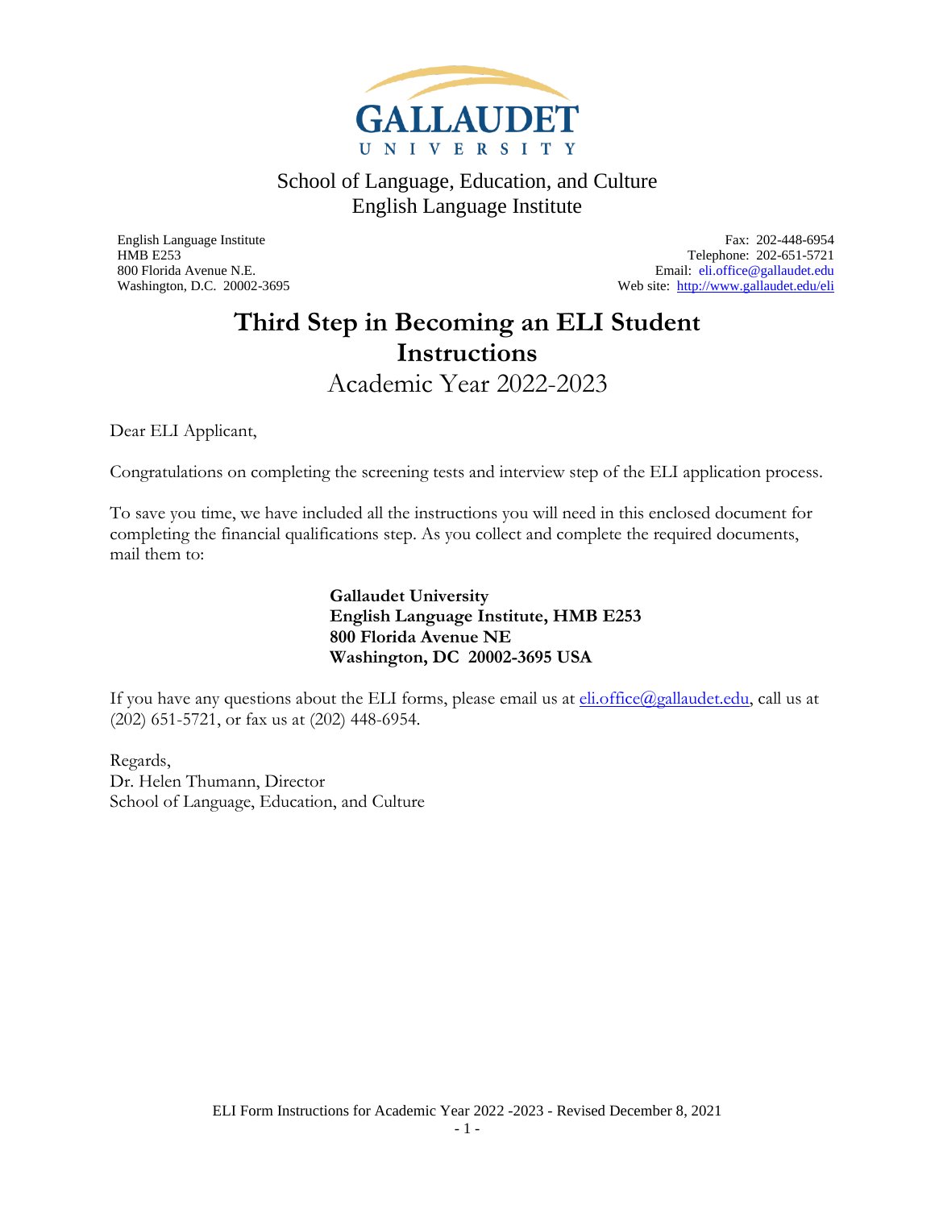GALLAUDET UNIVERSITY

School of Language, Education, and Culture
English Language Institute

English Language Institute
HMB E253
800 Florida Avenue N.E.
Washington, D.C. 20002-3695

Fax: 202-448-6954
Telephone: 202-651-5721
Email: eli.office@gallaudet.edu
Web site: http://www.gallaudet.edu/eli

# Third Step in Becoming an ELI Student Instructions

## Academic Year 2022-2023

Dear ELI Applicant,

Congratulations on completing the screening tests and interview step of the ELI application process.

To save you time, we have included all the instructions you will need in this enclosed document for completing the financial qualifications step. As you collect and complete the required documents, mail them to:

**Gallaudet University**
**English Language Institute, HMB E253**
**800 Florida Avenue NE**
**Washington, DC 20002-3695 USA**

If you have any questions about the ELI forms, please email us at eli.office@gallaudet.edu, call us at (202) 651-5721, or fax us at (202) 448-6954.

Regards,
Dr. Helen Thumann, Director
School of Language, Education, and Culture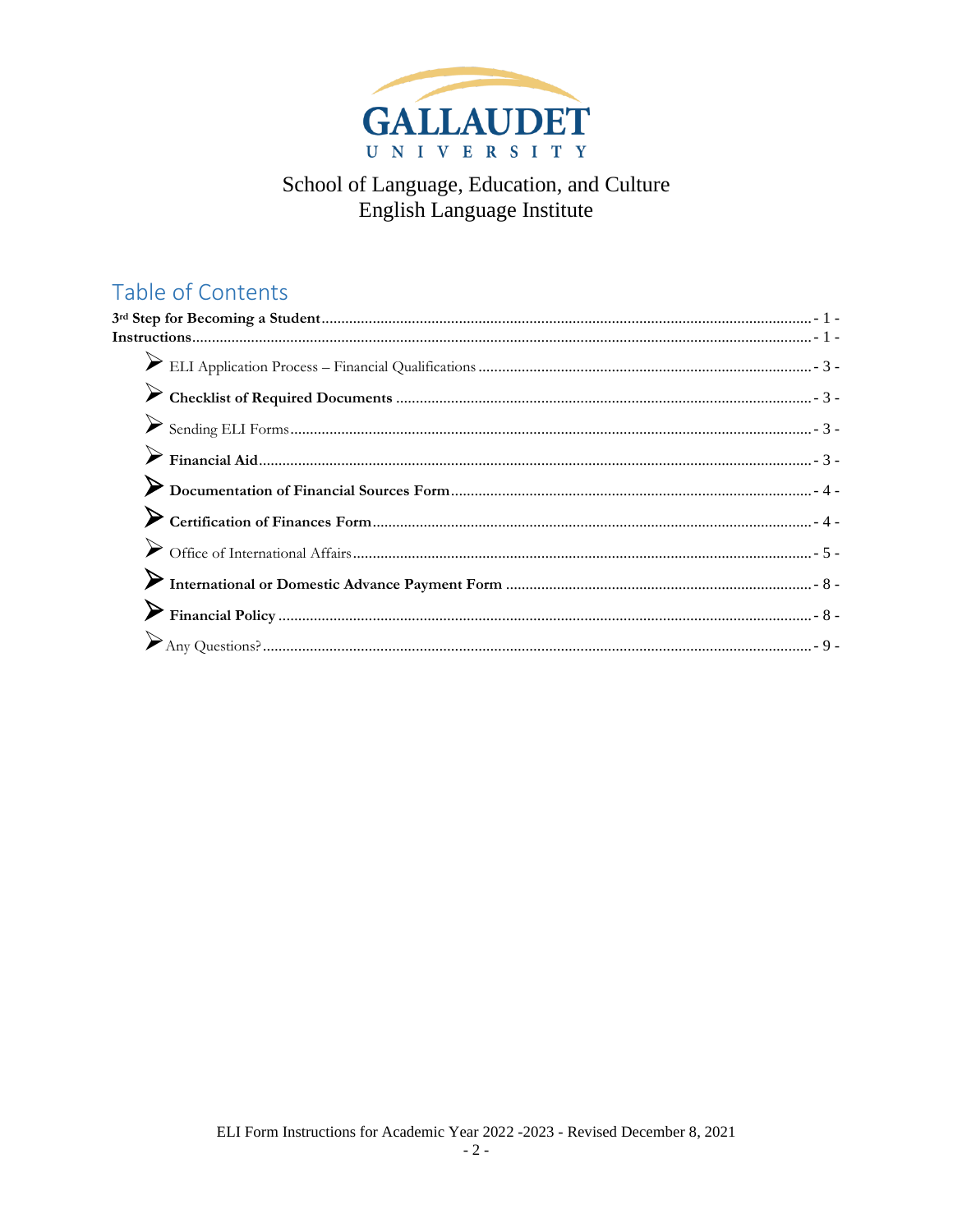GALLAUDET UNIVERSITY

School of Language, Education, and Culture
English Language Institute

## Table of Contents

**3rd Step for Becoming a Student** ........ - 1 -
**Instructions** ........ - 1 -

- ELI Application Process – Financial Qualifications ........ - 3 -
- **Checklist of Required Documents** ........ - 3 -
- Sending ELI Forms ........ - 3 -
- **Financial Aid** ........ - 3 -
- **Documentation of Financial Sources Form** ........ - 4 -
- **Certification of Finances Form** ........ - 4 -
- Office of International Affairs ........ - 5 -
- **International or Domestic Advance Payment Form** ........ - 8 -
- **Financial Policy** ........ - 8 -
- Any Questions? ........ - 9 -

ELI Form Instructions for Academic Year 2022 -2023 - Revised December 8, 2021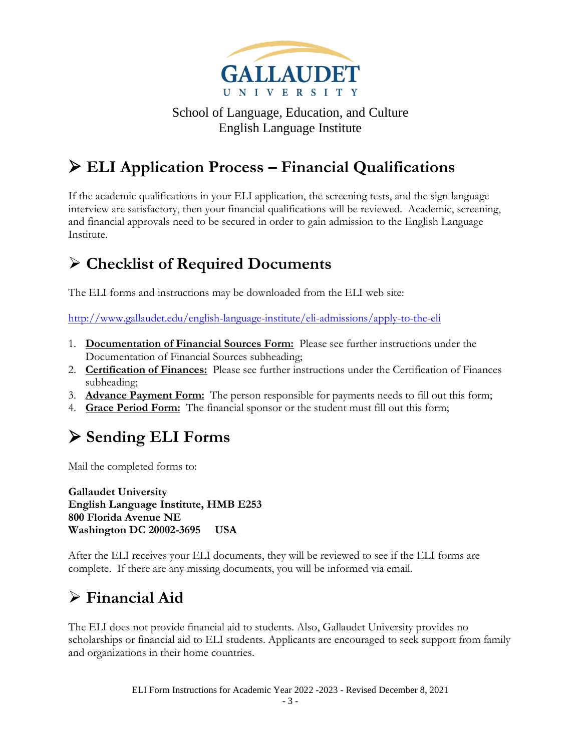GALLAUDET UNIVERSITY

School of Language, Education, and Culture
English Language Institute

## ➢ ELI Application Process – Financial Qualifications

If the academic qualifications in your ELI application, the screening tests, and the sign language interview are satisfactory, then your financial qualifications will be reviewed. Academic, screening, and financial approvals need to be secured in order to gain admission to the English Language Institute.

## ➢ Checklist of Required Documents

The ELI forms and instructions may be downloaded from the ELI web site:

http://www.gallaudet.edu/english-language-institute/eli-admissions/apply-to-the-eli

1. **Documentation of Financial Sources Form:** Please see further instructions under the Documentation of Financial Sources subheading;
2. **Certification of Finances:** Please see further instructions under the Certification of Finances subheading;
3. **Advance Payment Form:** The person responsible for payments needs to fill out this form;
4. **Grace Period Form:** The financial sponsor or the student must fill out this form;

## ➢ Sending ELI Forms

Mail the completed forms to:

**Gallaudet University**
**English Language Institute, HMB E253**
**800 Florida Avenue NE**
**Washington DC 20002-3695 USA**

After the ELI receives your ELI documents, they will be reviewed to see if the ELI forms are complete. If there are any missing documents, you will be informed via email.

## ➢ Financial Aid

The ELI does not provide financial aid to students. Also, Gallaudet University provides no scholarships or financial aid to ELI students. Applicants are encouraged to seek support from family and organizations in their home countries.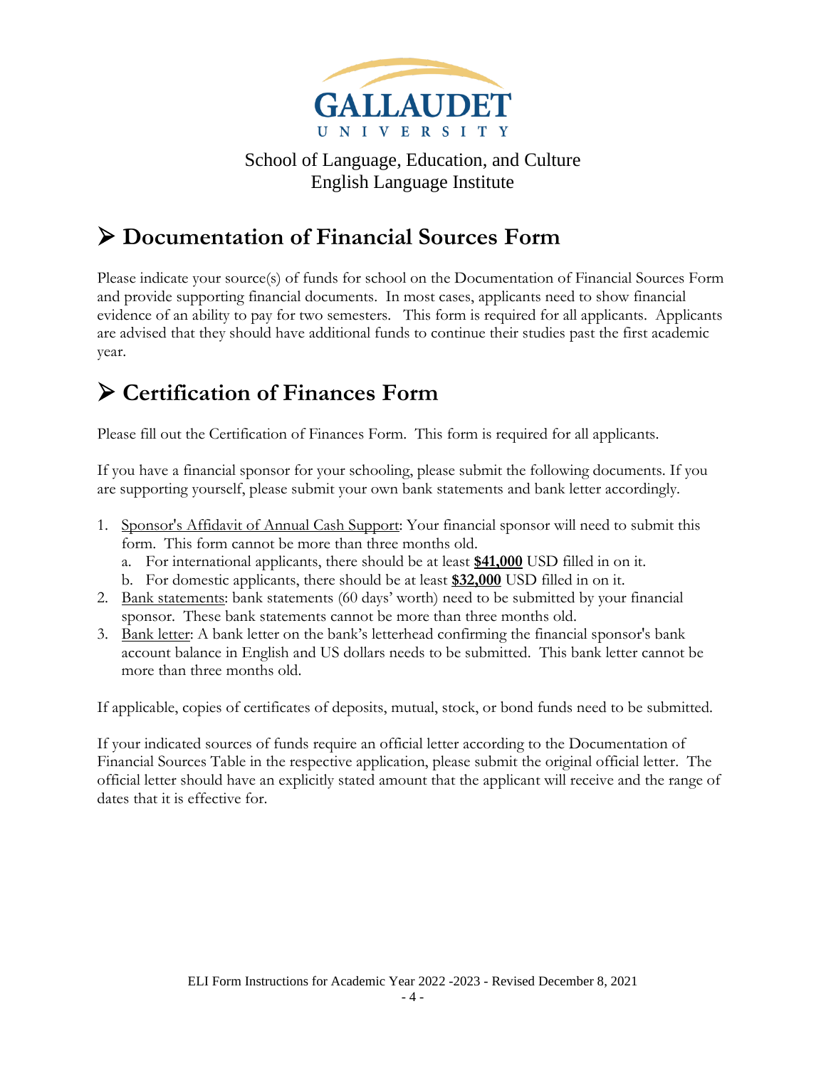GALLAUDET UNIVERSITY

School of Language, Education, and Culture
English Language Institute

## ➢ Documentation of Financial Sources Form

Please indicate your source(s) of funds for school on the Documentation of Financial Sources Form and provide supporting financial documents. In most cases, applicants need to show financial evidence of an ability to pay for two semesters. This form is required for all applicants. Applicants are advised that they should have additional funds to continue their studies past the first academic year.

## ➢ Certification of Finances Form

Please fill out the Certification of Finances Form. This form is required for all applicants.

If you have a financial sponsor for your schooling, please submit the following documents. If you are supporting yourself, please submit your own bank statements and bank letter accordingly.

1. Sponsor's Affidavit of Annual Cash Support: Your financial sponsor will need to submit this form. This form cannot be more than three months old.
   a. For international applicants, there should be at least **$41,000** USD filled in on it.
   b. For domestic applicants, there should be at least **$32,000** USD filled in on it.
2. Bank statements: bank statements (60 days' worth) need to be submitted by your financial sponsor. These bank statements cannot be more than three months old.
3. Bank letter: A bank letter on the bank's letterhead confirming the financial sponsor's bank account balance in English and US dollars needs to be submitted. This bank letter cannot be more than three months old.

If applicable, copies of certificates of deposits, mutual, stock, or bond funds need to be submitted.

If your indicated sources of funds require an official letter according to the Documentation of Financial Sources Table in the respective application, please submit the original official letter. The official letter should have an explicitly stated amount that the applicant will receive and the range of dates that it is effective for.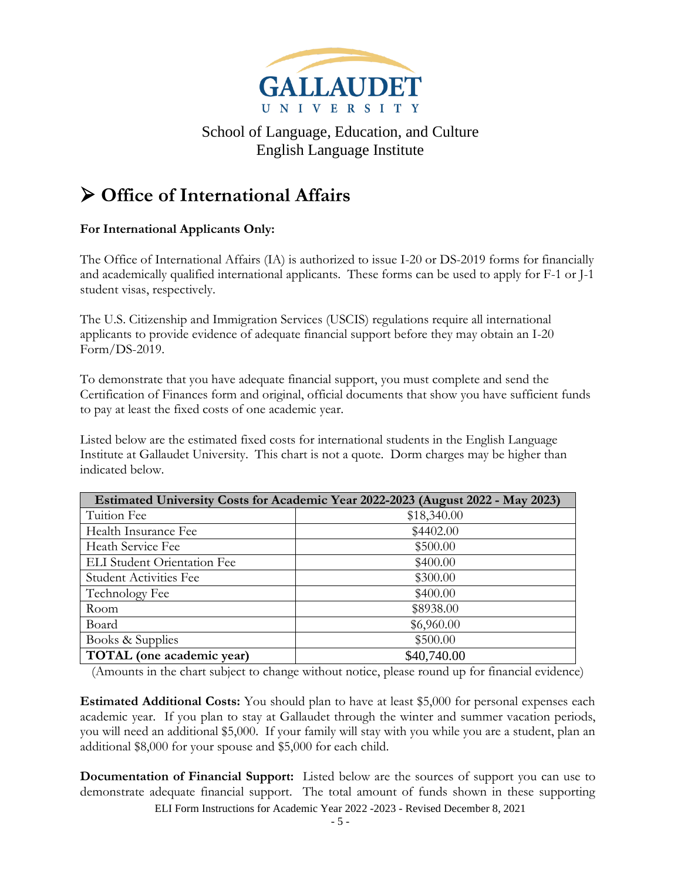GALLAUDET UNIVERSITY

School of Language, Education, and Culture
English Language Institute

## ➢ Office of International Affairs

**For International Applicants Only:**

The Office of International Affairs (IA) is authorized to issue I-20 or DS-2019 forms for financially and academically qualified international applicants. These forms can be used to apply for F-1 or J-1 student visas, respectively.

The U.S. Citizenship and Immigration Services (USCIS) regulations require all international applicants to provide evidence of adequate financial support before they may obtain an I-20 Form/DS-2019.

To demonstrate that you have adequate financial support, you must complete and send the Certification of Finances form and original, official documents that show you have sufficient funds to pay at least the fixed costs of one academic year.

Listed below are the estimated fixed costs for international students in the English Language Institute at Gallaudet University. This chart is not a quote. Dorm charges may be higher than indicated below.

| Estimated University Costs for Academic Year 2022-2023 (August 2022 - May 2023) | |
|---|---|
| Tuition Fee | $18,340.00 |
| Health Insurance Fee | $4402.00 |
| Heath Service Fee | $500.00 |
| ELI Student Orientation Fee | $400.00 |
| Student Activities Fee | $300.00 |
| Technology Fee | $400.00 |
| Room | $8938.00 |
| Board | $6,960.00 |
| Books & Supplies | $500.00 |
| **TOTAL (one academic year)** | $40,740.00 |

(Amounts in the chart subject to change without notice, please round up for financial evidence)

**Estimated Additional Costs:** You should plan to have at least $5,000 for personal expenses each academic year. If you plan to stay at Gallaudet through the winter and summer vacation periods, you will need an additional $5,000. If your family will stay with you while you are a student, plan an additional $8,000 for your spouse and $5,000 for each child.

**Documentation of Financial Support:** Listed below are the sources of support you can use to demonstrate adequate financial support. The total amount of funds shown in these supporting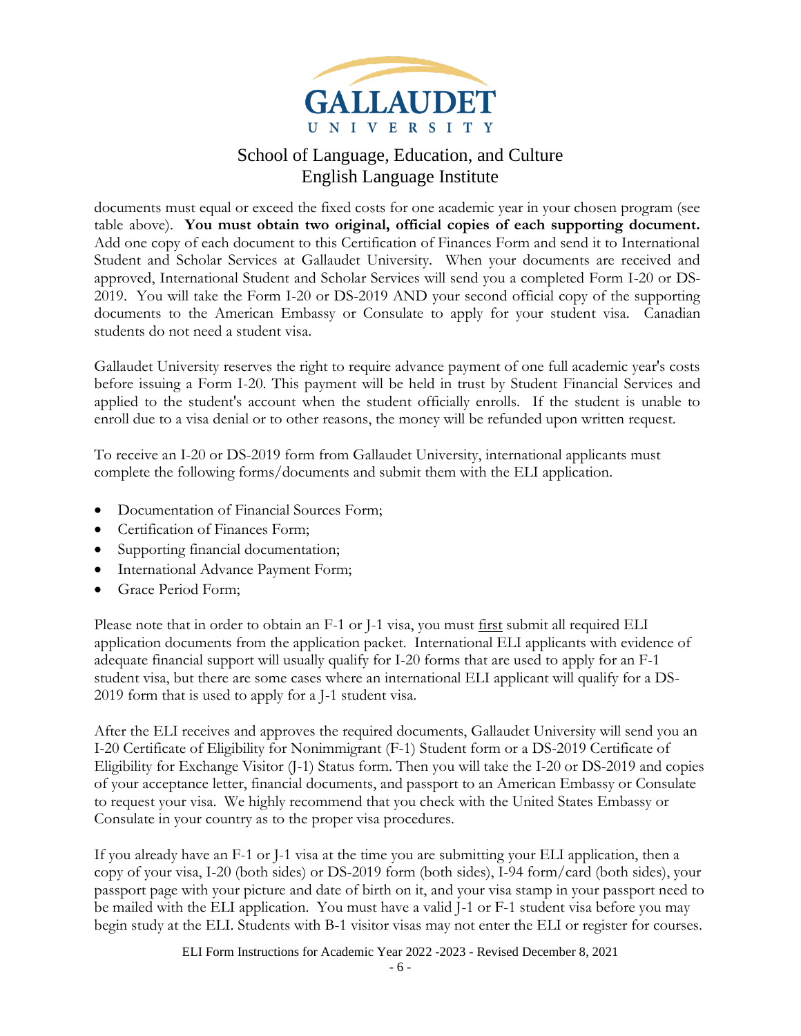documents must equal or exceed the fixed costs for one academic year in your chosen program (see table above). **You must obtain two original, official copies of each supporting document.** Add one copy of each document to this Certification of Finances Form and send it to International Student and Scholar Services at Gallaudet University. When your documents are received and approved, International Student and Scholar Services will send you a completed Form I-20 or DS-2019. You will take the Form I-20 or DS-2019 AND your second official copy of the supporting documents to the American Embassy or Consulate to apply for your student visa. Canadian students do not need a student visa.

Gallaudet University reserves the right to require advance payment of one full academic year's costs before issuing a Form I-20. This payment will be held in trust by Student Financial Services and applied to the student's account when the student officially enrolls. If the student is unable to enroll due to a visa denial or to other reasons, the money will be refunded upon written request.

To receive an I-20 or DS-2019 form from Gallaudet University, international applicants must complete the following forms/documents and submit them with the ELI application.

- Documentation of Financial Sources Form;
- Certification of Finances Form;
- Supporting financial documentation;
- International Advance Payment Form;
- Grace Period Form;

Please note that in order to obtain an F-1 or J-1 visa, you must first submit all required ELI application documents from the application packet. International ELI applicants with evidence of adequate financial support will usually qualify for I-20 forms that are used to apply for an F-1 student visa, but there are some cases where an international ELI applicant will qualify for a DS-2019 form that is used to apply for a J-1 student visa.

After the ELI receives and approves the required documents, Gallaudet University will send you an I-20 Certificate of Eligibility for Nonimmigrant (F-1) Student form or a DS-2019 Certificate of Eligibility for Exchange Visitor (J-1) Status form. Then you will take the I-20 or DS-2019 and copies of your acceptance letter, financial documents, and passport to an American Embassy or Consulate to request your visa. We highly recommend that you check with the United States Embassy or Consulate in your country as to the proper visa procedures.

If you already have an F-1 or J-1 visa at the time you are submitting your ELI application, then a copy of your visa, I-20 (both sides) or DS-2019 form (both sides), I-94 form/card (both sides), your passport page with your picture and date of birth on it, and your visa stamp in your passport need to be mailed with the ELI application. You must have a valid J-1 or F-1 student visa before you may begin study at the ELI. Students with B-1 visitor visas may not enter the ELI or register for courses.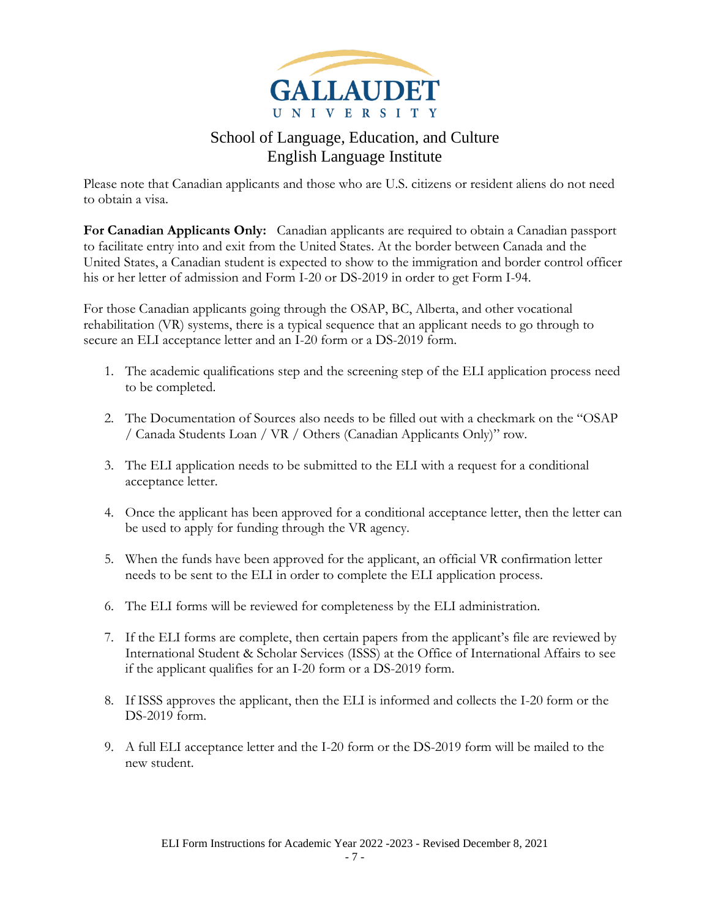School of Language, Education, and Culture
English Language Institute

Please note that Canadian applicants and those who are U.S. citizens or resident aliens do not need to obtain a visa.

**For Canadian Applicants Only:** Canadian applicants are required to obtain a Canadian passport to facilitate entry into and exit from the United States. At the border between Canada and the United States, a Canadian student is expected to show to the immigration and border control officer his or her letter of admission and Form I-20 or DS-2019 in order to get Form I-94.

For those Canadian applicants going through the OSAP, BC, Alberta, and other vocational rehabilitation (VR) systems, there is a typical sequence that an applicant needs to go through to secure an ELI acceptance letter and an I-20 form or a DS-2019 form.

1. The academic qualifications step and the screening step of the ELI application process need to be completed.

2. The Documentation of Sources also needs to be filled out with a checkmark on the "OSAP / Canada Students Loan / VR / Others (Canadian Applicants Only)" row.

3. The ELI application needs to be submitted to the ELI with a request for a conditional acceptance letter.

4. Once the applicant has been approved for a conditional acceptance letter, then the letter can be used to apply for funding through the VR agency.

5. When the funds have been approved for the applicant, an official VR confirmation letter needs to be sent to the ELI in order to complete the ELI application process.

6. The ELI forms will be reviewed for completeness by the ELI administration.

7. If the ELI forms are complete, then certain papers from the applicant's file are reviewed by International Student & Scholar Services (ISSS) at the Office of International Affairs to see if the applicant qualifies for an I-20 form or a DS-2019 form.

8. If ISSS approves the applicant, then the ELI is informed and collects the I-20 form or the DS-2019 form.

9. A full ELI acceptance letter and the I-20 form or the DS-2019 form will be mailed to the new student.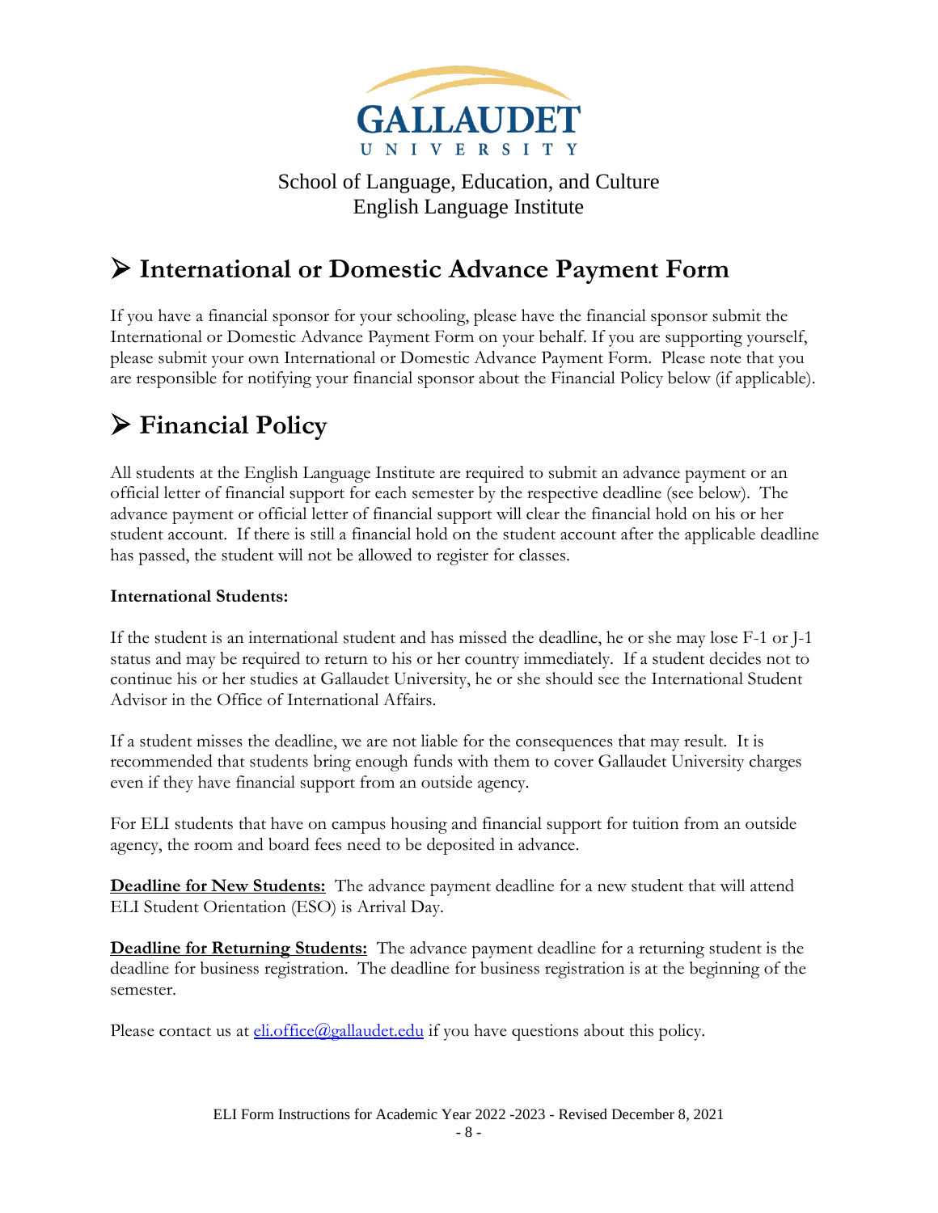GALLAUDET UNIVERSITY

School of Language, Education, and Culture
English Language Institute

## ➢ International or Domestic Advance Payment Form

If you have a financial sponsor for your schooling, please have the financial sponsor submit the International or Domestic Advance Payment Form on your behalf. If you are supporting yourself, please submit your own International or Domestic Advance Payment Form. Please note that you are responsible for notifying your financial sponsor about the Financial Policy below (if applicable).

## ➢ Financial Policy

All students at the English Language Institute are required to submit an advance payment or an official letter of financial support for each semester by the respective deadline (see below). The advance payment or official letter of financial support will clear the financial hold on his or her student account. If there is still a financial hold on the student account after the applicable deadline has passed, the student will not be allowed to register for classes.

**International Students:**

If the student is an international student and has missed the deadline, he or she may lose F-1 or J-1 status and may be required to return to his or her country immediately. If a student decides not to continue his or her studies at Gallaudet University, he or she should see the International Student Advisor in the Office of International Affairs.

If a student misses the deadline, we are not liable for the consequences that may result. It is recommended that students bring enough funds with them to cover Gallaudet University charges even if they have financial support from an outside agency.

For ELI students that have on campus housing and financial support for tuition from an outside agency, the room and board fees need to be deposited in advance.

**<u>Deadline for New Students:</u>** The advance payment deadline for a new student that will attend ELI Student Orientation (ESO) is Arrival Day.

**<u>Deadline for Returning Students:</u>** The advance payment deadline for a returning student is the deadline for business registration. The deadline for business registration is at the beginning of the semester.

Please contact us at eli.office@gallaudet.edu if you have questions about this policy.

ELI Form Instructions for Academic Year 2022 -2023 - Revised December 8, 2021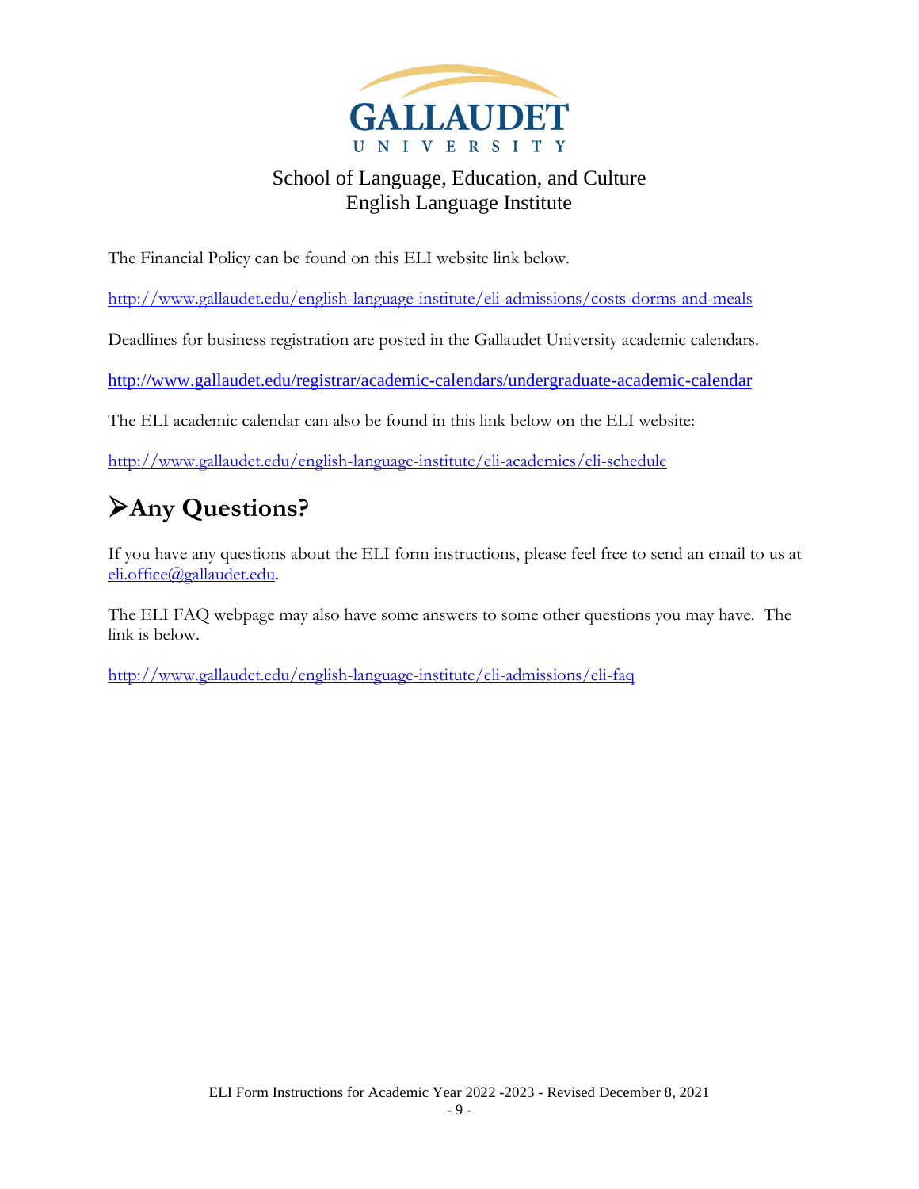GALLAUDET UNIVERSITY

School of Language, Education, and Culture
English Language Institute

The Financial Policy can be found on this ELI website link below.

http://www.gallaudet.edu/english-language-institute/eli-admissions/costs-dorms-and-meals

Deadlines for business registration are posted in the Gallaudet University academic calendars.

http://www.gallaudet.edu/registrar/academic-calendars/undergraduate-academic-calendar

The ELI academic calendar can also be found in this link below on the ELI website:

http://www.gallaudet.edu/english-language-institute/eli-academics/eli-schedule

# ➢Any Questions?

If you have any questions about the ELI form instructions, please feel free to send an email to us at eli.office@gallaudet.edu.

The ELI FAQ webpage may also have some answers to some other questions you may have. The link is below.

http://www.gallaudet.edu/english-language-institute/eli-admissions/eli-faq